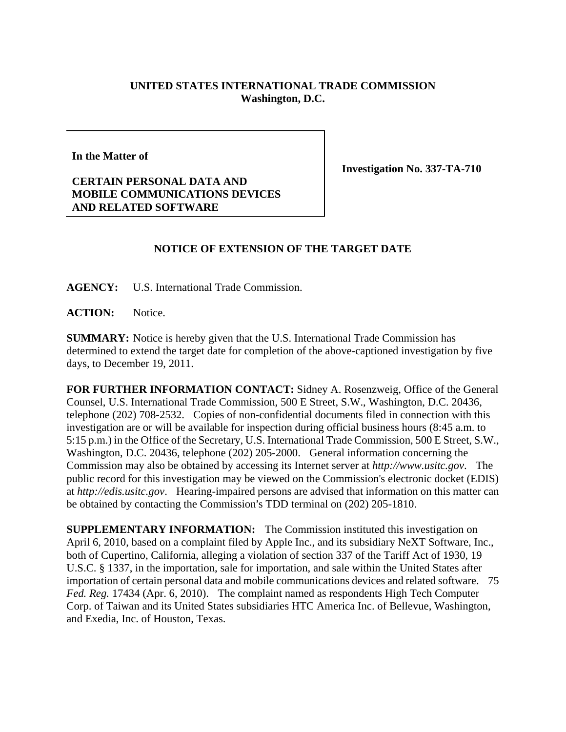**UNITED STATES INTERNATIONAL TRADE COMMISSION**
**Washington, D.C.**

| | |
|---|---|
| **In the Matter of**<br><br>**CERTAIN PERSONAL DATA AND MOBILE COMMUNICATIONS DEVICES AND RELATED SOFTWARE** | **Investigation No. 337-TA-710** |

**NOTICE OF EXTENSION OF THE TARGET DATE**

**AGENCY:** U.S. International Trade Commission.

**ACTION:** Notice.

**SUMMARY:** Notice is hereby given that the U.S. International Trade Commission has determined to extend the target date for completion of the above-captioned investigation by five days, to December 19, 2011.

**FOR FURTHER INFORMATION CONTACT:** Sidney A. Rosenzweig, Office of the General Counsel, U.S. International Trade Commission, 500 E Street, S.W., Washington, D.C. 20436, telephone (202) 708-2532. Copies of non-confidential documents filed in connection with this investigation are or will be available for inspection during official business hours (8:45 a.m. to 5:15 p.m.) in the Office of the Secretary, U.S. International Trade Commission, 500 E Street, S.W., Washington, D.C. 20436, telephone (202) 205-2000. General information concerning the Commission may also be obtained by accessing its Internet server at *http://www.usitc.gov*. The public record for this investigation may be viewed on the Commission's electronic docket (EDIS) at *http://edis.usitc.gov*. Hearing-impaired persons are advised that information on this matter can be obtained by contacting the Commission's TDD terminal on (202) 205-1810.

**SUPPLEMENTARY INFORMATION:** The Commission instituted this investigation on April 6, 2010, based on a complaint filed by Apple Inc., and its subsidiary NeXT Software, Inc., both of Cupertino, California, alleging a violation of section 337 of the Tariff Act of 1930, 19 U.S.C. § 1337, in the importation, sale for importation, and sale within the United States after importation of certain personal data and mobile communications devices and related software. 75 *Fed. Reg.* 17434 (Apr. 6, 2010). The complaint named as respondents High Tech Computer Corp. of Taiwan and its United States subsidiaries HTC America Inc. of Bellevue, Washington, and Exedia, Inc. of Houston, Texas.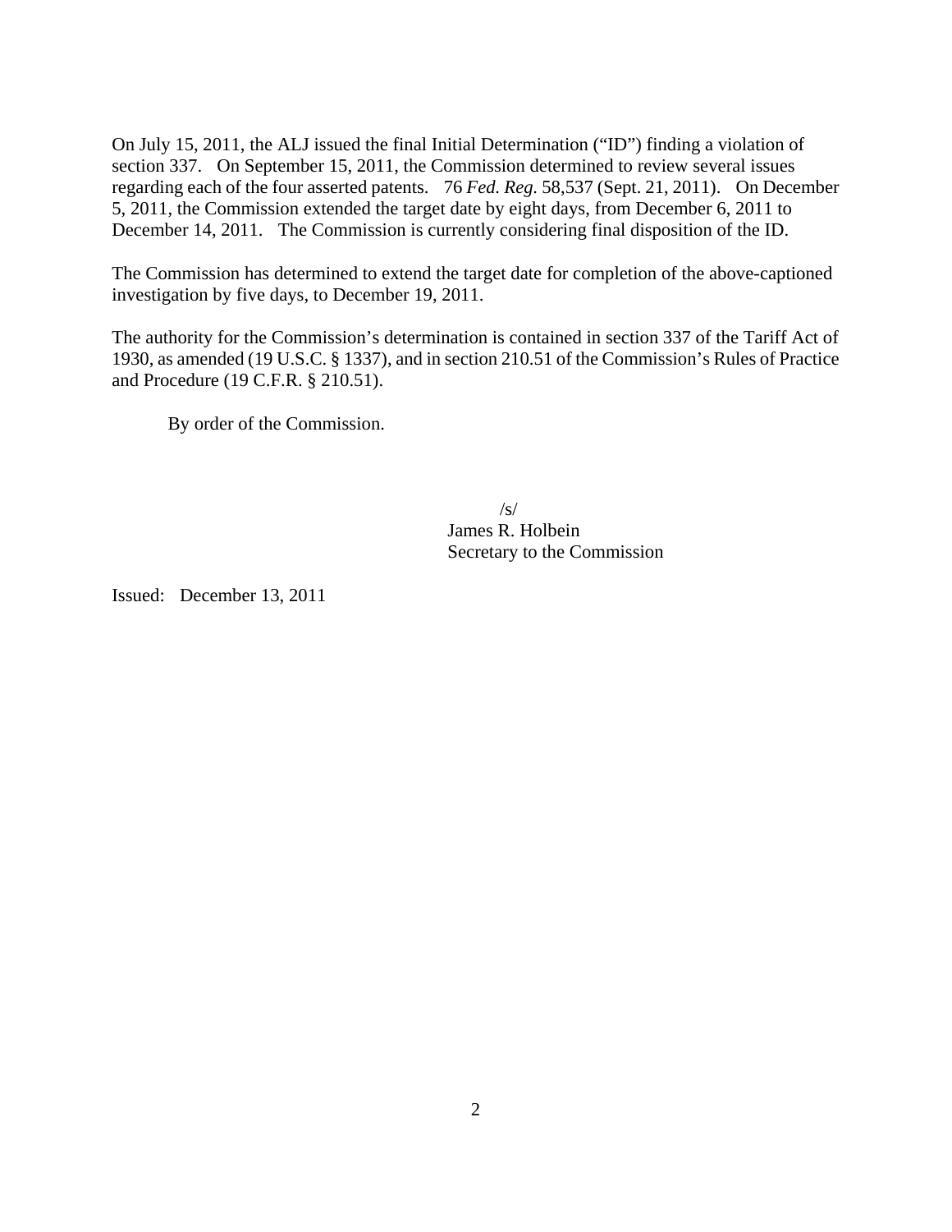On July 15, 2011, the ALJ issued the final Initial Determination ("ID") finding a violation of section 337. On September 15, 2011, the Commission determined to review several issues regarding each of the four asserted patents. 76 *Fed. Reg.* 58,537 (Sept. 21, 2011). On December 5, 2011, the Commission extended the target date by eight days, from December 6, 2011 to December 14, 2011. The Commission is currently considering final disposition of the ID.

The Commission has determined to extend the target date for completion of the above-captioned investigation by five days, to December 19, 2011.

The authority for the Commission's determination is contained in section 337 of the Tariff Act of 1930, as amended (19 U.S.C. § 1337), and in section 210.51 of the Commission's Rules of Practice and Procedure (19 C.F.R. § 210.51).

By order of the Commission.

/s/
James R. Holbein
Secretary to the Commission

Issued: December 13, 2011